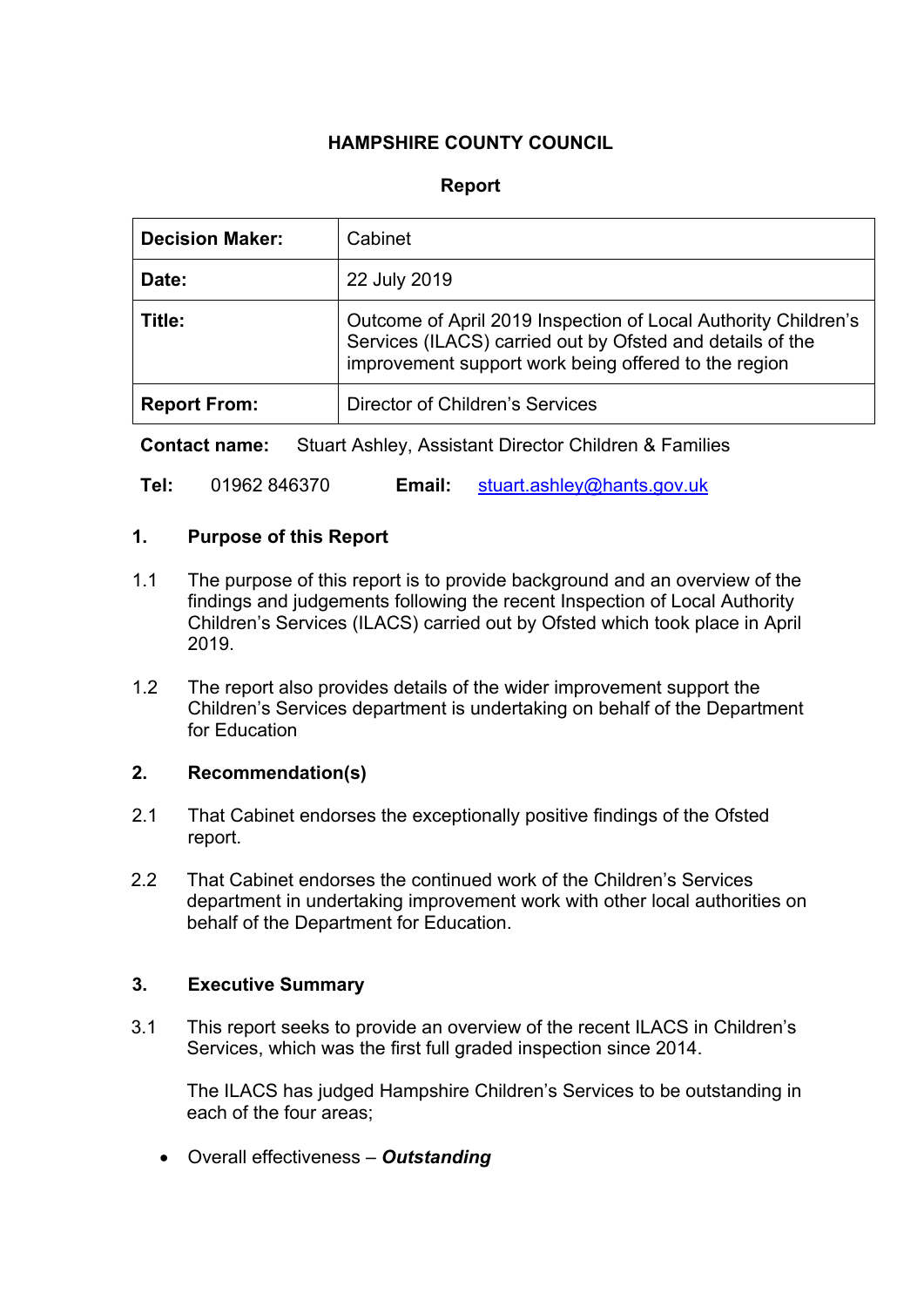**HAMPSHIRE COUNTY COUNCIL**

**Report**

| **Decision Maker:** | Cabinet |
|---|---|
| **Date:** | 22 July 2019 |
| **Title:** | Outcome of April 2019 Inspection of Local Authority Children's Services (ILACS) carried out by Ofsted and details of the improvement support work being offered to the region |
| **Report From:** | Director of Children's Services |

**Contact name:** Stuart Ashley, Assistant Director Children & Families

**Tel:** 01962 846370 **Email:** stuart.ashley@hants.gov.uk

## 1. Purpose of this Report

1.1 The purpose of this report is to provide background and an overview of the findings and judgements following the recent Inspection of Local Authority Children's Services (ILACS) carried out by Ofsted which took place in April 2019.

1.2 The report also provides details of the wider improvement support the Children's Services department is undertaking on behalf of the Department for Education

## 2. Recommendation(s)

2.1 That Cabinet endorses the exceptionally positive findings of the Ofsted report.

2.2 That Cabinet endorses the continued work of the Children's Services department in undertaking improvement work with other local authorities on behalf of the Department for Education.

## 3. Executive Summary

3.1 This report seeks to provide an overview of the recent ILACS in Children's Services, which was the first full graded inspection since 2014.

The ILACS has judged Hampshire Children's Services to be outstanding in each of the four areas;

- Overall effectiveness – ***Outstanding***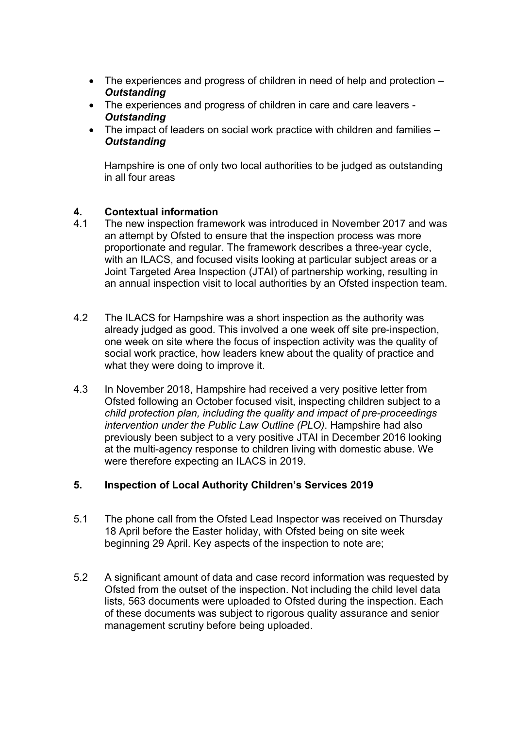- The experiences and progress of children in need of help and protection – ***Outstanding***
- The experiences and progress of children in care and care leavers - ***Outstanding***
- The impact of leaders on social work practice with children and families – ***Outstanding***

Hampshire is one of only two local authorities to be judged as outstanding in all four areas

## 4. Contextual information

4.1 The new inspection framework was introduced in November 2017 and was an attempt by Ofsted to ensure that the inspection process was more proportionate and regular. The framework describes a three-year cycle, with an ILACS, and focused visits looking at particular subject areas or a Joint Targeted Area Inspection (JTAI) of partnership working, resulting in an annual inspection visit to local authorities by an Ofsted inspection team.

4.2 The ILACS for Hampshire was a short inspection as the authority was already judged as good. This involved a one week off site pre-inspection, one week on site where the focus of inspection activity was the quality of social work practice, how leaders knew about the quality of practice and what they were doing to improve it.

4.3 In November 2018, Hampshire had received a very positive letter from Ofsted following an October focused visit, inspecting children subject to a *child protection plan, including the quality and impact of pre-proceedings intervention under the Public Law Outline (PLO)*. Hampshire had also previously been subject to a very positive JTAI in December 2016 looking at the multi-agency response to children living with domestic abuse. We were therefore expecting an ILACS in 2019.

## 5. Inspection of Local Authority Children's Services 2019

5.1 The phone call from the Ofsted Lead Inspector was received on Thursday 18 April before the Easter holiday, with Ofsted being on site week beginning 29 April. Key aspects of the inspection to note are;

5.2 A significant amount of data and case record information was requested by Ofsted from the outset of the inspection. Not including the child level data lists, 563 documents were uploaded to Ofsted during the inspection. Each of these documents was subject to rigorous quality assurance and senior management scrutiny before being uploaded.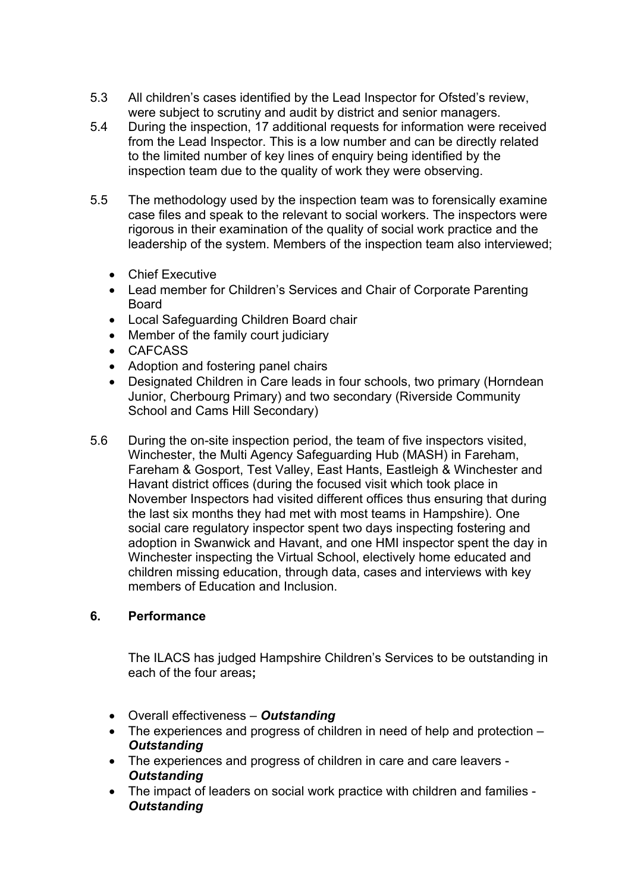5.3 All children's cases identified by the Lead Inspector for Ofsted's review, were subject to scrutiny and audit by district and senior managers.

5.4 During the inspection, 17 additional requests for information were received from the Lead Inspector. This is a low number and can be directly related to the limited number of key lines of enquiry being identified by the inspection team due to the quality of work they were observing.

5.5 The methodology used by the inspection team was to forensically examine case files and speak to the relevant to social workers. The inspectors were rigorous in their examination of the quality of social work practice and the leadership of the system. Members of the inspection team also interviewed;

- Chief Executive
- Lead member for Children's Services and Chair of Corporate Parenting Board
- Local Safeguarding Children Board chair
- Member of the family court judiciary
- CAFCASS
- Adoption and fostering panel chairs
- Designated Children in Care leads in four schools, two primary (Horndean Junior, Cherbourg Primary) and two secondary (Riverside Community School and Cams Hill Secondary)

5.6 During the on-site inspection period, the team of five inspectors visited, Winchester, the Multi Agency Safeguarding Hub (MASH) in Fareham, Fareham & Gosport, Test Valley, East Hants, Eastleigh & Winchester and Havant district offices (during the focused visit which took place in November Inspectors had visited different offices thus ensuring that during the last six months they had met with most teams in Hampshire). One social care regulatory inspector spent two days inspecting fostering and adoption in Swanwick and Havant, and one HMI inspector spent the day in Winchester inspecting the Virtual School, electively home educated and children missing education, through data, cases and interviews with key members of Education and Inclusion.

## 6. Performance

The ILACS has judged Hampshire Children's Services to be outstanding in each of the four areas**;**

- Overall effectiveness – ***Outstanding***
- The experiences and progress of children in need of help and protection – ***Outstanding***
- The experiences and progress of children in care and care leavers - ***Outstanding***
- The impact of leaders on social work practice with children and families - ***Outstanding***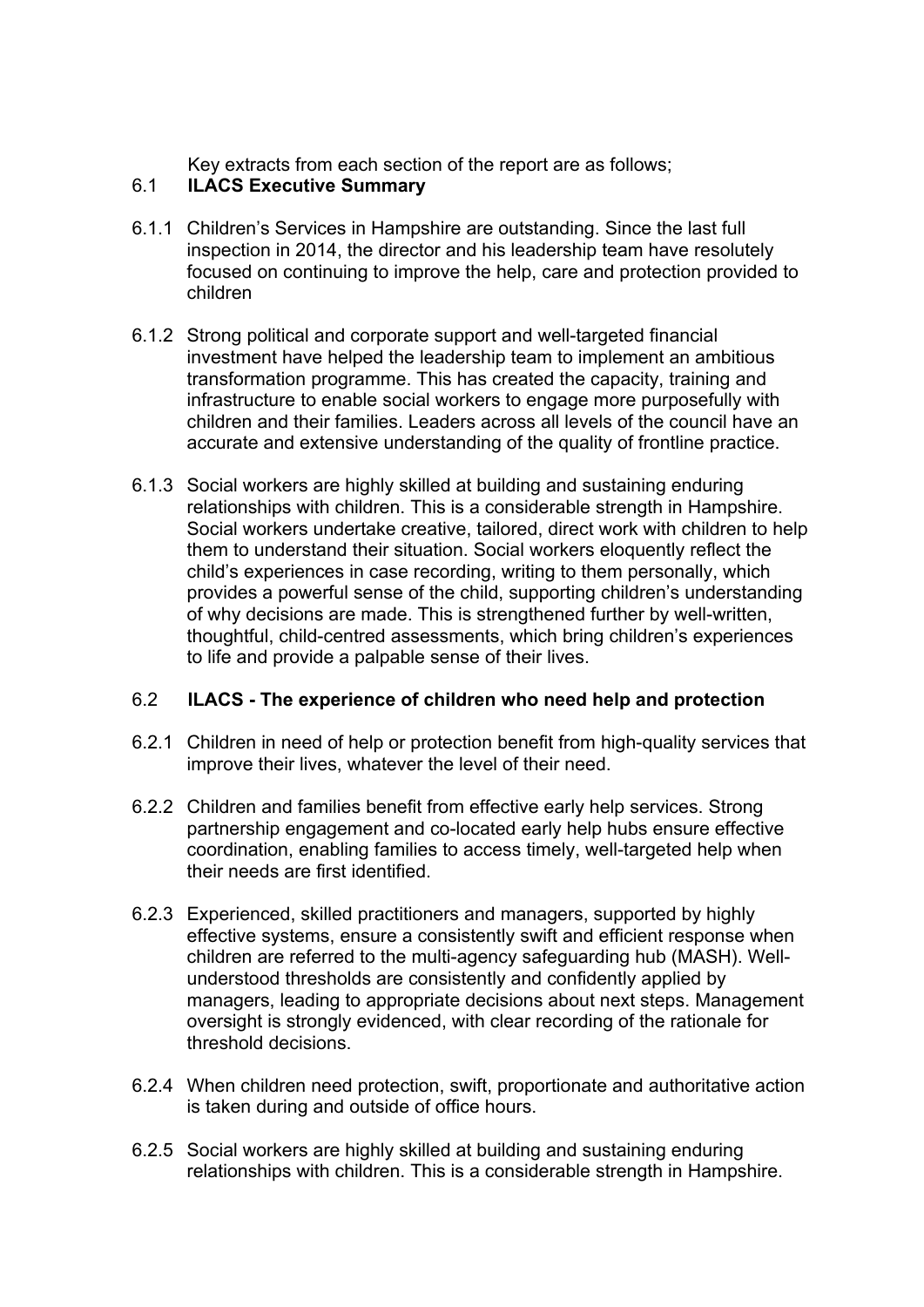Key extracts from each section of the report are as follows;

### 6.1 ILACS Executive Summary

6.1.1 Children's Services in Hampshire are outstanding. Since the last full inspection in 2014, the director and his leadership team have resolutely focused on continuing to improve the help, care and protection provided to children

6.1.2 Strong political and corporate support and well-targeted financial investment have helped the leadership team to implement an ambitious transformation programme. This has created the capacity, training and infrastructure to enable social workers to engage more purposefully with children and their families. Leaders across all levels of the council have an accurate and extensive understanding of the quality of frontline practice.

6.1.3 Social workers are highly skilled at building and sustaining enduring relationships with children. This is a considerable strength in Hampshire. Social workers undertake creative, tailored, direct work with children to help them to understand their situation. Social workers eloquently reflect the child's experiences in case recording, writing to them personally, which provides a powerful sense of the child, supporting children's understanding of why decisions are made. This is strengthened further by well-written, thoughtful, child-centred assessments, which bring children's experiences to life and provide a palpable sense of their lives.

### 6.2 ILACS - The experience of children who need help and protection

6.2.1 Children in need of help or protection benefit from high-quality services that improve their lives, whatever the level of their need.

6.2.2 Children and families benefit from effective early help services. Strong partnership engagement and co-located early help hubs ensure effective coordination, enabling families to access timely, well-targeted help when their needs are first identified.

6.2.3 Experienced, skilled practitioners and managers, supported by highly effective systems, ensure a consistently swift and efficient response when children are referred to the multi-agency safeguarding hub (MASH). Well-understood thresholds are consistently and confidently applied by managers, leading to appropriate decisions about next steps. Management oversight is strongly evidenced, with clear recording of the rationale for threshold decisions.

6.2.4 When children need protection, swift, proportionate and authoritative action is taken during and outside of office hours.

6.2.5 Social workers are highly skilled at building and sustaining enduring relationships with children. This is a considerable strength in Hampshire.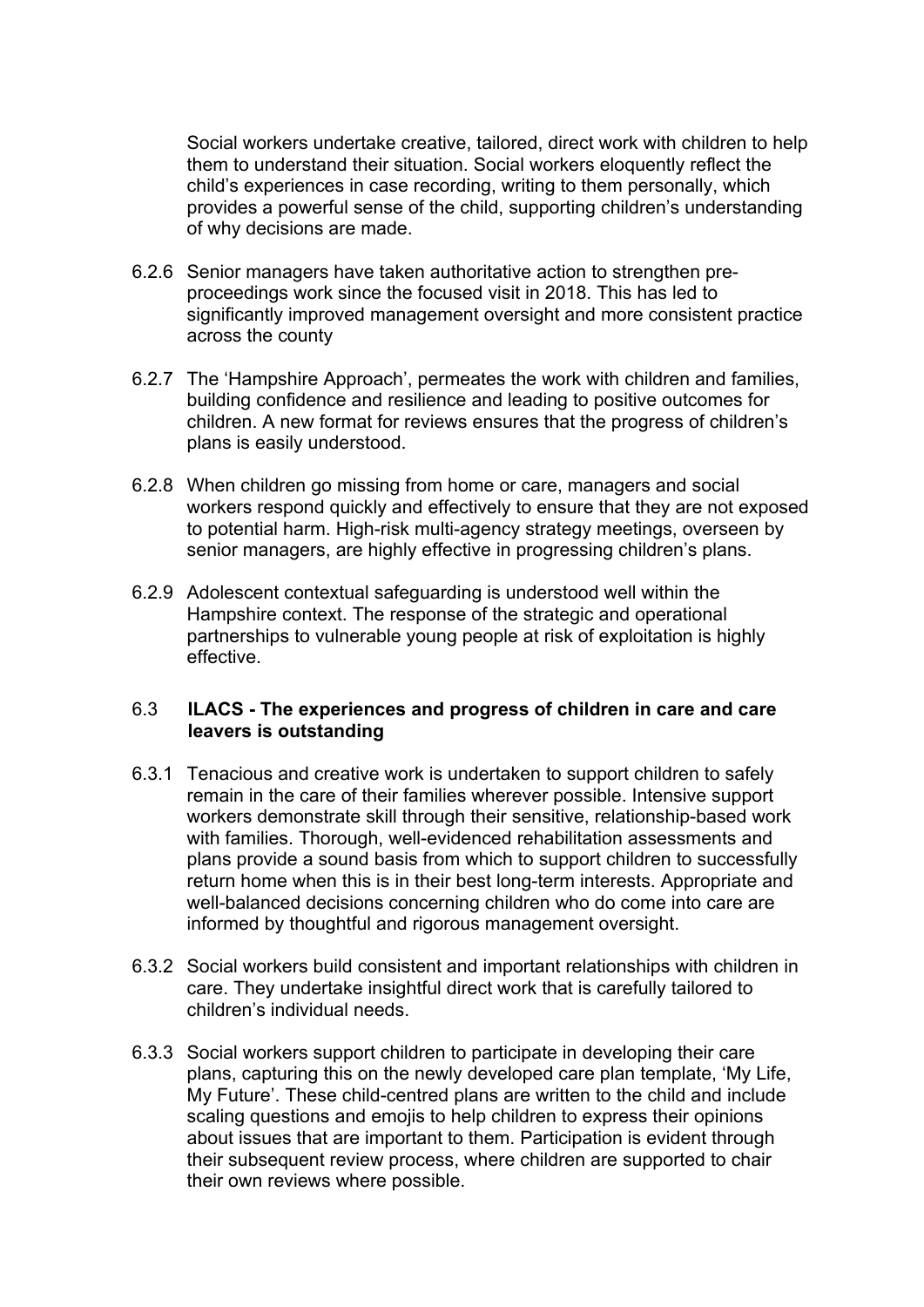Social workers undertake creative, tailored, direct work with children to help them to understand their situation. Social workers eloquently reflect the child's experiences in case recording, writing to them personally, which provides a powerful sense of the child, supporting children's understanding of why decisions are made.

6.2.6 Senior managers have taken authoritative action to strengthen pre-proceedings work since the focused visit in 2018. This has led to significantly improved management oversight and more consistent practice across the county

6.2.7 The 'Hampshire Approach', permeates the work with children and families, building confidence and resilience and leading to positive outcomes for children. A new format for reviews ensures that the progress of children's plans is easily understood.

6.2.8 When children go missing from home or care, managers and social workers respond quickly and effectively to ensure that they are not exposed to potential harm. High-risk multi-agency strategy meetings, overseen by senior managers, are highly effective in progressing children's plans.

6.2.9 Adolescent contextual safeguarding is understood well within the Hampshire context. The response of the strategic and operational partnerships to vulnerable young people at risk of exploitation is highly effective.

### 6.3 ILACS - The experiences and progress of children in care and care leavers is outstanding

6.3.1 Tenacious and creative work is undertaken to support children to safely remain in the care of their families wherever possible. Intensive support workers demonstrate skill through their sensitive, relationship-based work with families. Thorough, well-evidenced rehabilitation assessments and plans provide a sound basis from which to support children to successfully return home when this is in their best long-term interests. Appropriate and well-balanced decisions concerning children who do come into care are informed by thoughtful and rigorous management oversight.

6.3.2 Social workers build consistent and important relationships with children in care. They undertake insightful direct work that is carefully tailored to children's individual needs.

6.3.3 Social workers support children to participate in developing their care plans, capturing this on the newly developed care plan template, 'My Life, My Future'. These child-centred plans are written to the child and include scaling questions and emojis to help children to express their opinions about issues that are important to them. Participation is evident through their subsequent review process, where children are supported to chair their own reviews where possible.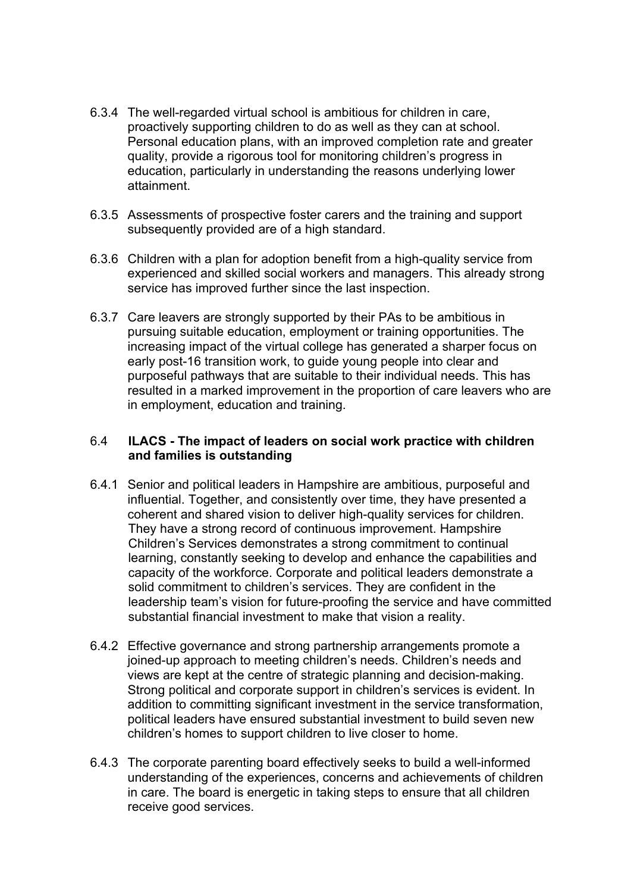6.3.4 The well-regarded virtual school is ambitious for children in care, proactively supporting children to do as well as they can at school. Personal education plans, with an improved completion rate and greater quality, provide a rigorous tool for monitoring children's progress in education, particularly in understanding the reasons underlying lower attainment.

6.3.5 Assessments of prospective foster carers and the training and support subsequently provided are of a high standard.

6.3.6 Children with a plan for adoption benefit from a high-quality service from experienced and skilled social workers and managers. This already strong service has improved further since the last inspection.

6.3.7 Care leavers are strongly supported by their PAs to be ambitious in pursuing suitable education, employment or training opportunities. The increasing impact of the virtual college has generated a sharper focus on early post-16 transition work, to guide young people into clear and purposeful pathways that are suitable to their individual needs. This has resulted in a marked improvement in the proportion of care leavers who are in employment, education and training.

## 6.4 ILACS - The impact of leaders on social work practice with children and families is outstanding

6.4.1 Senior and political leaders in Hampshire are ambitious, purposeful and influential. Together, and consistently over time, they have presented a coherent and shared vision to deliver high-quality services for children. They have a strong record of continuous improvement. Hampshire Children's Services demonstrates a strong commitment to continual learning, constantly seeking to develop and enhance the capabilities and capacity of the workforce. Corporate and political leaders demonstrate a solid commitment to children's services. They are confident in the leadership team's vision for future-proofing the service and have committed substantial financial investment to make that vision a reality.

6.4.2 Effective governance and strong partnership arrangements promote a joined-up approach to meeting children's needs. Children's needs and views are kept at the centre of strategic planning and decision-making. Strong political and corporate support in children's services is evident. In addition to committing significant investment in the service transformation, political leaders have ensured substantial investment to build seven new children's homes to support children to live closer to home.

6.4.3 The corporate parenting board effectively seeks to build a well-informed understanding of the experiences, concerns and achievements of children in care. The board is energetic in taking steps to ensure that all children receive good services.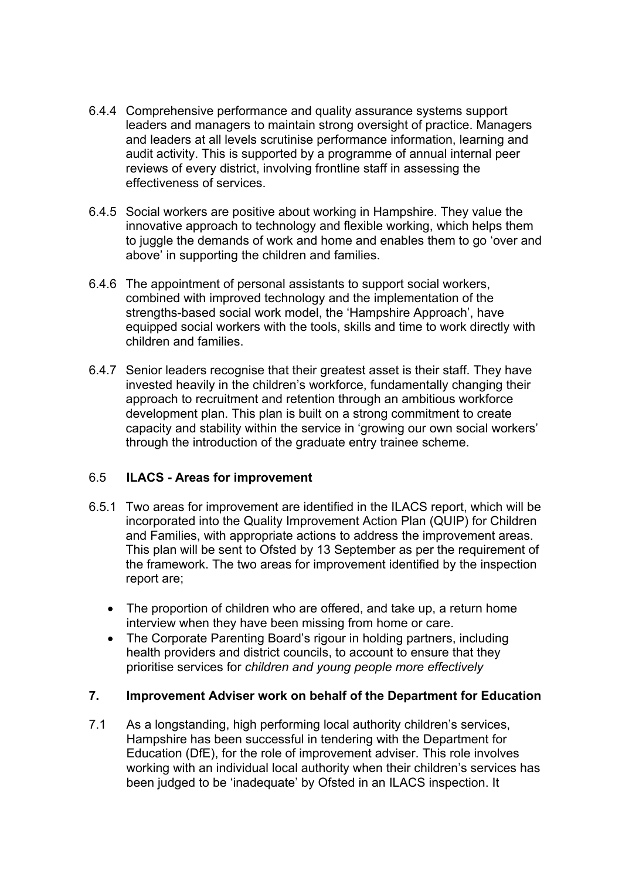6.4.4 Comprehensive performance and quality assurance systems support leaders and managers to maintain strong oversight of practice. Managers and leaders at all levels scrutinise performance information, learning and audit activity. This is supported by a programme of annual internal peer reviews of every district, involving frontline staff in assessing the effectiveness of services.

6.4.5 Social workers are positive about working in Hampshire. They value the innovative approach to technology and flexible working, which helps them to juggle the demands of work and home and enables them to go 'over and above' in supporting the children and families.

6.4.6 The appointment of personal assistants to support social workers, combined with improved technology and the implementation of the strengths-based social work model, the 'Hampshire Approach', have equipped social workers with the tools, skills and time to work directly with children and families.

6.4.7 Senior leaders recognise that their greatest asset is their staff. They have invested heavily in the children's workforce, fundamentally changing their approach to recruitment and retention through an ambitious workforce development plan. This plan is built on a strong commitment to create capacity and stability within the service in 'growing our own social workers' through the introduction of the graduate entry trainee scheme.

### 6.5 **ILACS - Areas for improvement**

6.5.1 Two areas for improvement are identified in the ILACS report, which will be incorporated into the Quality Improvement Action Plan (QUIP) for Children and Families, with appropriate actions to address the improvement areas. This plan will be sent to Ofsted by 13 September as per the requirement of the framework. The two areas for improvement identified by the inspection report are;

- The proportion of children who are offered, and take up, a return home interview when they have been missing from home or care.
- The Corporate Parenting Board's rigour in holding partners, including health providers and district councils, to account to ensure that they prioritise services for *children and young people more effectively*

## 7. **Improvement Adviser work on behalf of the Department for Education**

7.1 As a longstanding, high performing local authority children's services, Hampshire has been successful in tendering with the Department for Education (DfE), for the role of improvement adviser. This role involves working with an individual local authority when their children's services has been judged to be 'inadequate' by Ofsted in an ILACS inspection. It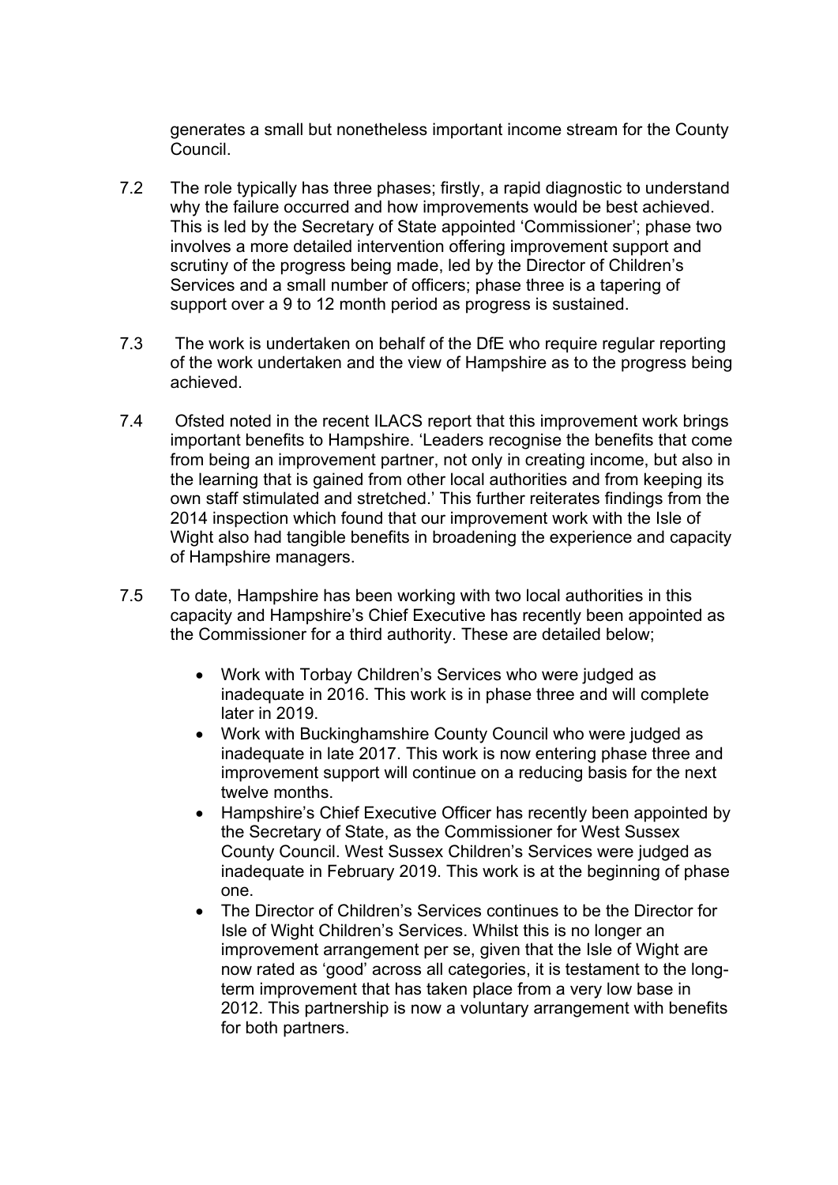generates a small but nonetheless important income stream for the County Council.

7.2 The role typically has three phases; firstly, a rapid diagnostic to understand why the failure occurred and how improvements would be best achieved. This is led by the Secretary of State appointed 'Commissioner'; phase two involves a more detailed intervention offering improvement support and scrutiny of the progress being made, led by the Director of Children's Services and a small number of officers; phase three is a tapering of support over a 9 to 12 month period as progress is sustained.

7.3 The work is undertaken on behalf of the DfE who require regular reporting of the work undertaken and the view of Hampshire as to the progress being achieved.

7.4 Ofsted noted in the recent ILACS report that this improvement work brings important benefits to Hampshire. 'Leaders recognise the benefits that come from being an improvement partner, not only in creating income, but also in the learning that is gained from other local authorities and from keeping its own staff stimulated and stretched.' This further reiterates findings from the 2014 inspection which found that our improvement work with the Isle of Wight also had tangible benefits in broadening the experience and capacity of Hampshire managers.

7.5 To date, Hampshire has been working with two local authorities in this capacity and Hampshire's Chief Executive has recently been appointed as the Commissioner for a third authority. These are detailed below;

- Work with Torbay Children's Services who were judged as inadequate in 2016. This work is in phase three and will complete later in 2019.
- Work with Buckinghamshire County Council who were judged as inadequate in late 2017. This work is now entering phase three and improvement support will continue on a reducing basis for the next twelve months.
- Hampshire's Chief Executive Officer has recently been appointed by the Secretary of State, as the Commissioner for West Sussex County Council. West Sussex Children's Services were judged as inadequate in February 2019. This work is at the beginning of phase one.
- The Director of Children's Services continues to be the Director for Isle of Wight Children's Services. Whilst this is no longer an improvement arrangement per se, given that the Isle of Wight are now rated as 'good' across all categories, it is testament to the long-term improvement that has taken place from a very low base in 2012. This partnership is now a voluntary arrangement with benefits for both partners.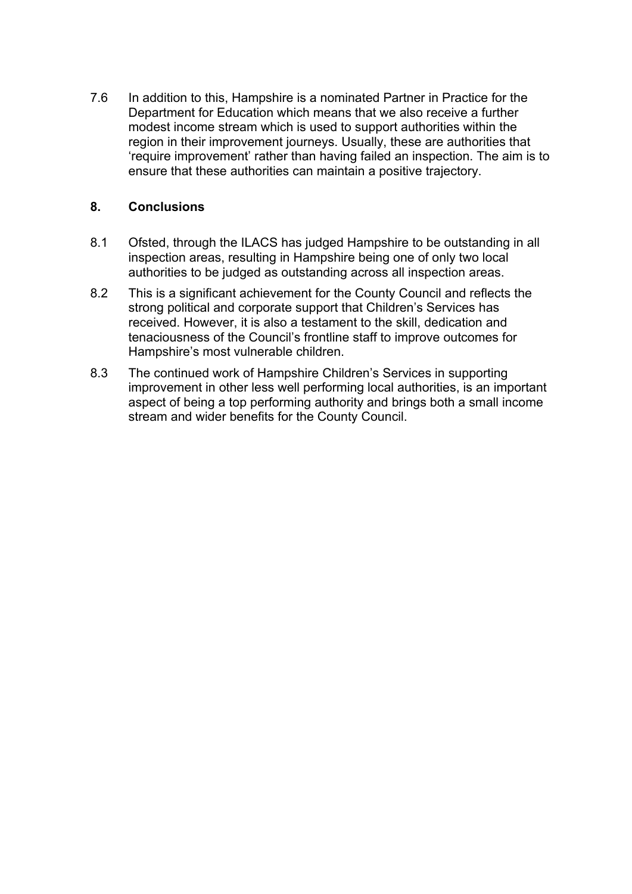7.6 In addition to this, Hampshire is a nominated Partner in Practice for the Department for Education which means that we also receive a further modest income stream which is used to support authorities within the region in their improvement journeys. Usually, these are authorities that 'require improvement' rather than having failed an inspection. The aim is to ensure that these authorities can maintain a positive trajectory.

## 8. Conclusions

8.1 Ofsted, through the ILACS has judged Hampshire to be outstanding in all inspection areas, resulting in Hampshire being one of only two local authorities to be judged as outstanding across all inspection areas.

8.2 This is a significant achievement for the County Council and reflects the strong political and corporate support that Children's Services has received. However, it is also a testament to the skill, dedication and tenaciousness of the Council's frontline staff to improve outcomes for Hampshire's most vulnerable children.

8.3 The continued work of Hampshire Children's Services in supporting improvement in other less well performing local authorities, is an important aspect of being a top performing authority and brings both a small income stream and wider benefits for the County Council.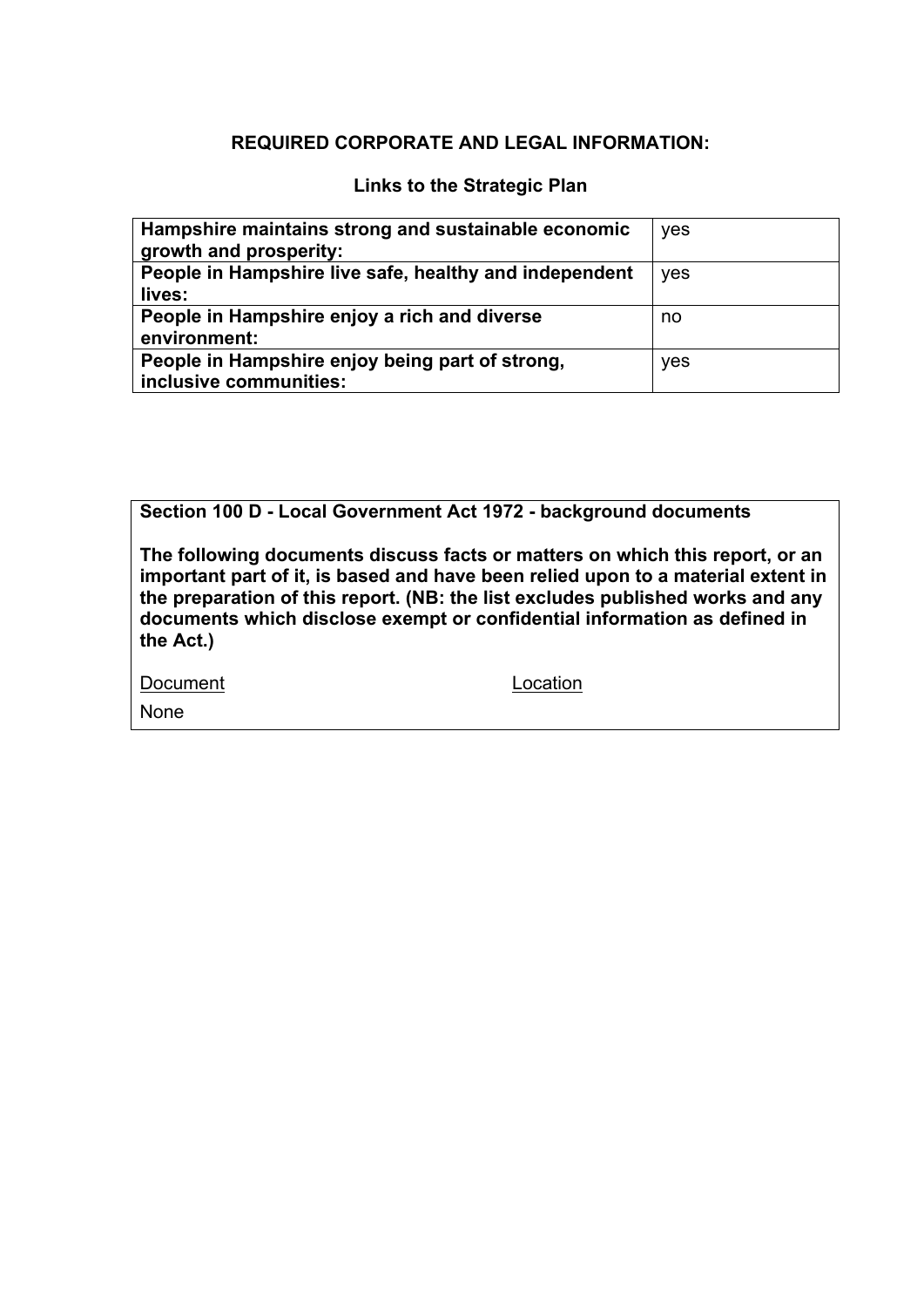## REQUIRED CORPORATE AND LEGAL INFORMATION:

### Links to the Strategic Plan

| | |
|---|---|
| **Hampshire maintains strong and sustainable economic growth and prosperity:** | yes |
| **People in Hampshire live safe, healthy and independent lives:** | yes |
| **People in Hampshire enjoy a rich and diverse environment:** | no |
| **People in Hampshire enjoy being part of strong, inclusive communities:** | yes |

**Section 100 D - Local Government Act 1972 - background documents**

**The following documents discuss facts or matters on which this report, or an important part of it, is based and have been relied upon to a material extent in the preparation of this report. (NB: the list excludes published works and any documents which disclose exempt or confidential information as defined in the Act.)**

| Document | Location |
|---|---|
| None | |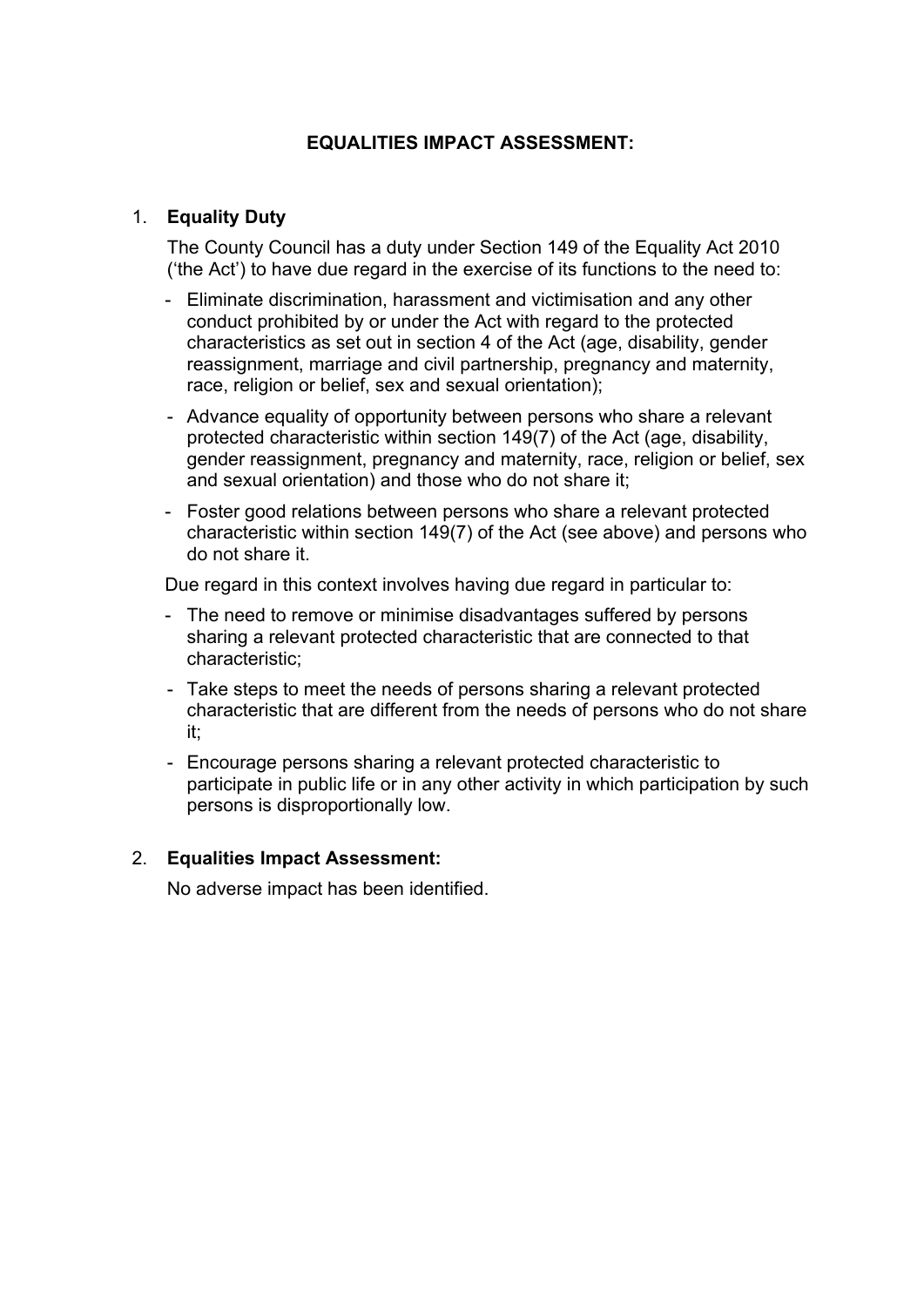# EQUALITIES IMPACT ASSESSMENT:

## 1. Equality Duty

The County Council has a duty under Section 149 of the Equality Act 2010 ('the Act') to have due regard in the exercise of its functions to the need to:

- Eliminate discrimination, harassment and victimisation and any other conduct prohibited by or under the Act with regard to the protected characteristics as set out in section 4 of the Act (age, disability, gender reassignment, marriage and civil partnership, pregnancy and maternity, race, religion or belief, sex and sexual orientation);
- Advance equality of opportunity between persons who share a relevant protected characteristic within section 149(7) of the Act (age, disability, gender reassignment, pregnancy and maternity, race, religion or belief, sex and sexual orientation) and those who do not share it;
- Foster good relations between persons who share a relevant protected characteristic within section 149(7) of the Act (see above) and persons who do not share it.

Due regard in this context involves having due regard in particular to:

- The need to remove or minimise disadvantages suffered by persons sharing a relevant protected characteristic that are connected to that characteristic;
- Take steps to meet the needs of persons sharing a relevant protected characteristic that are different from the needs of persons who do not share it;
- Encourage persons sharing a relevant protected characteristic to participate in public life or in any other activity in which participation by such persons is disproportionally low.

## 2. Equalities Impact Assessment:

No adverse impact has been identified.